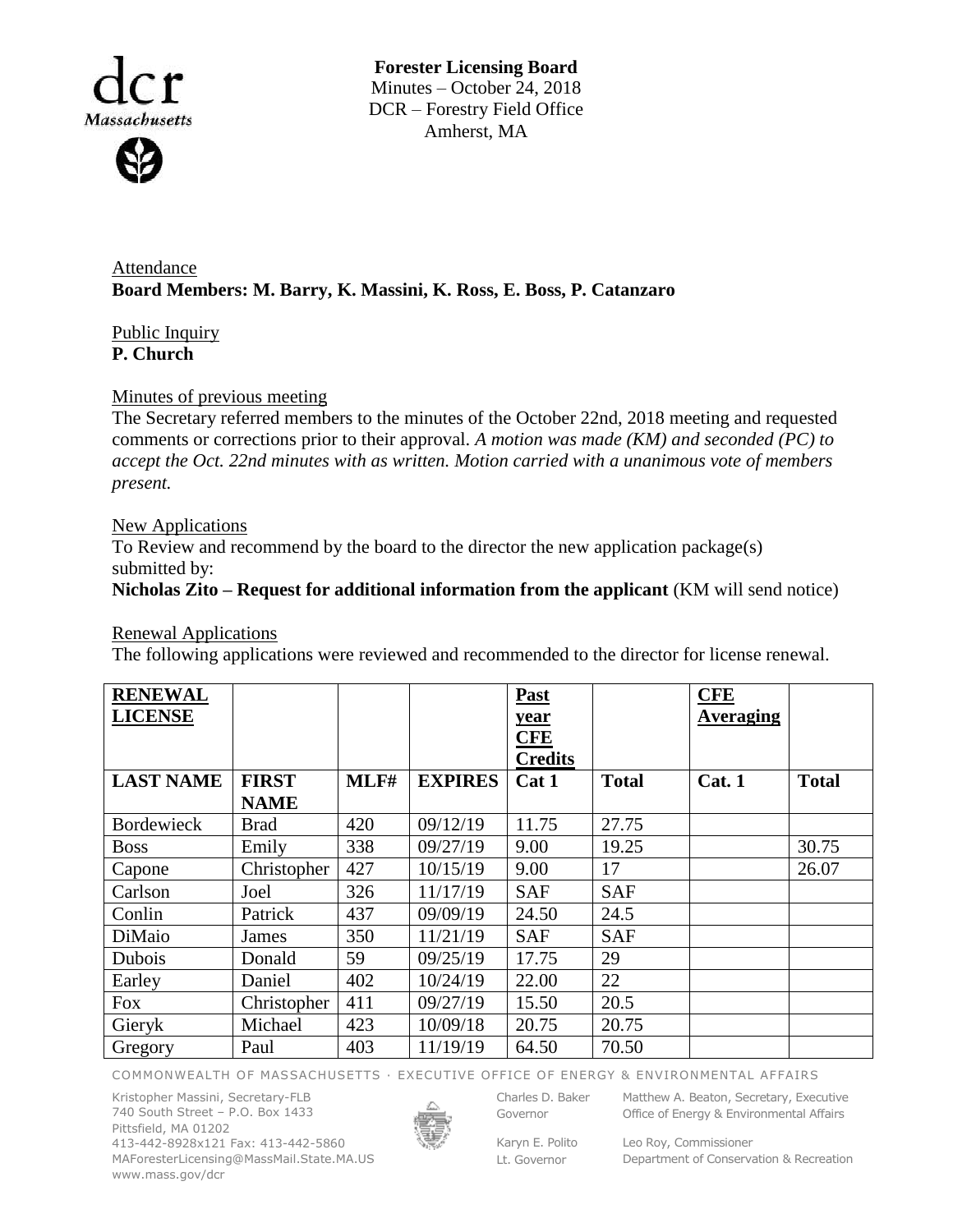**Forester Licensing Board**
Minutes – October 24, 2018
DCR – Forestry Field Office
Amherst, MA

Attendance
**Board Members: M. Barry, K. Massini, K. Ross, E. Boss, P. Catanzaro**

Public Inquiry
**P. Church**

Minutes of previous meeting
The Secretary referred members to the minutes of the October 22nd, 2018 meeting and requested comments or corrections prior to their approval. *A motion was made (KM) and seconded (PC) to accept the Oct. 22nd minutes with as written. Motion carried with a unanimous vote of members present.*

New Applications
To Review and recommend by the board to the director the new application package(s) submitted by:
**Nicholas Zito – Request for additional information from the applicant** (KM will send notice)

Renewal Applications
The following applications were reviewed and recommended to the director for license renewal.

| **RENEWAL LICENSE** | | | | **Past year CFE Credits** | | **CFE Averaging** | |
|---|---|---|---|---|---|---|---|
| **LAST NAME** | **FIRST NAME** | **MLF#** | **EXPIRES** | **Cat 1** | **Total** | **Cat. 1** | **Total** |
| Bordewieck | Brad | 420 | 09/12/19 | 11.75 | 27.75 | | |
| Boss | Emily | 338 | 09/27/19 | 9.00 | 19.25 | | 30.75 |
| Capone | Christopher | 427 | 10/15/19 | 9.00 | 17 | | 26.07 |
| Carlson | Joel | 326 | 11/17/19 | SAF | SAF | | |
| Conlin | Patrick | 437 | 09/09/19 | 24.50 | 24.5 | | |
| DiMaio | James | 350 | 11/21/19 | SAF | SAF | | |
| Dubois | Donald | 59 | 09/25/19 | 17.75 | 29 | | |
| Earley | Daniel | 402 | 10/24/19 | 22.00 | 22 | | |
| Fox | Christopher | 411 | 09/27/19 | 15.50 | 20.5 | | |
| Gieryk | Michael | 423 | 10/09/18 | 20.75 | 20.75 | | |
| Gregory | Paul | 403 | 11/19/19 | 64.50 | 70.50 | | |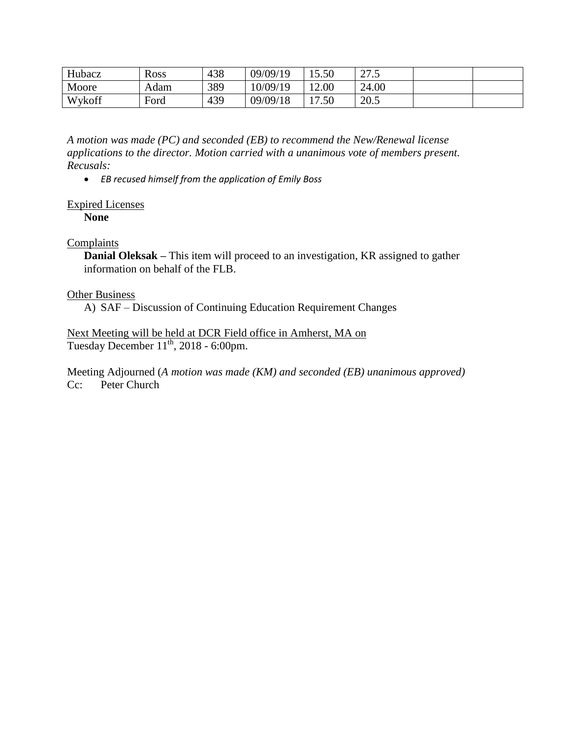| | | | | | | | |
|---|---|---|---|---|---|---|---|
| Hubacz | Ross | 438 | 09/09/19 | 15.50 | 27.5 | | |
| Moore | Adam | 389 | 10/09/19 | 12.00 | 24.00 | | |
| Wykoff | Ford | 439 | 09/09/18 | 17.50 | 20.5 | | |

*A motion was made (PC) and seconded (EB) to recommend the New/Renewal license applications to the director. Motion carried with a unanimous vote of members present. Recusals:*

- *EB recused himself from the application of Emily Boss*

Expired Licenses

**None**

Complaints

**Danial Oleksak –** This item will proceed to an investigation, KR assigned to gather information on behalf of the FLB.

Other Business

A) SAF – Discussion of Continuing Education Requirement Changes

Next Meeting will be held at DCR Field office in Amherst, MA on Tuesday December 11th, 2018 - 6:00pm.

Meeting Adjourned (*A motion was made (KM) and seconded (EB) unanimous approved)*

Cc: Peter Church